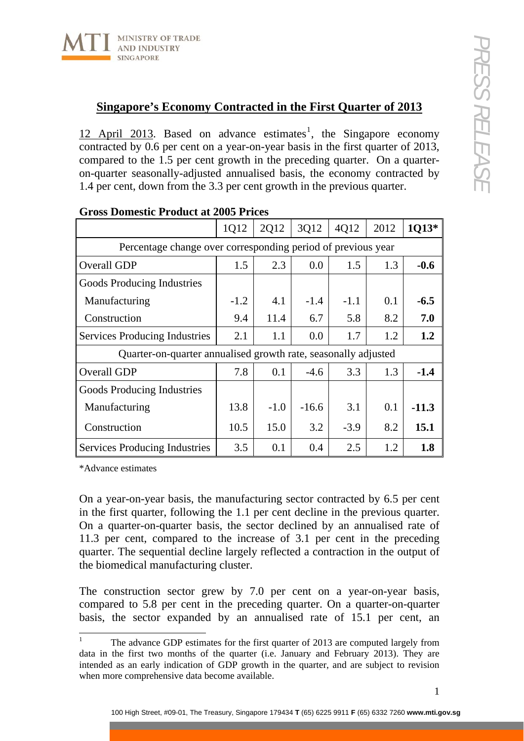# Singapore's Economy Contracted in the First Quarter of 2013

12 April 2013. Based on advance estimates[1], the Singapore economy contracted by 0.6 per cent on a year-on-year basis in the first quarter of 2013, compared to the 1.5 per cent growth in the preceding quarter. On a quarter-on-quarter seasonally-adjusted annualised basis, the economy contracted by 1.4 per cent, down from the 3.3 per cent growth in the previous quarter.

**Gross Domestic Product at 2005 Prices**

| | 1Q12 | 2Q12 | 3Q12 | 4Q12 | 2012 | **1Q13*** |
|---|---|---|---|---|---|---|
| Percentage change over corresponding period of previous year | | | | | | |
| Overall GDP | 1.5 | 2.3 | 0.0 | 1.5 | 1.3 | **-0.6** |
| Goods Producing Industries | | | | | | |
| Manufacturing | -1.2 | 4.1 | -1.4 | -1.1 | 0.1 | **-6.5** |
| Construction | 9.4 | 11.4 | 6.7 | 5.8 | 8.2 | **7.0** |
| Services Producing Industries | 2.1 | 1.1 | 0.0 | 1.7 | 1.2 | **1.2** |
| Quarter-on-quarter annualised growth rate, seasonally adjusted | | | | | | |
| Overall GDP | 7.8 | 0.1 | -4.6 | 3.3 | 1.3 | **-1.4** |
| Goods Producing Industries | | | | | | |
| Manufacturing | 13.8 | -1.0 | -16.6 | 3.1 | 0.1 | **-11.3** |
| Construction | 10.5 | 15.0 | 3.2 | -3.9 | 8.2 | **15.1** |
| Services Producing Industries | 3.5 | 0.1 | 0.4 | 2.5 | 1.2 | **1.8** |

*Advance estimates

On a year-on-year basis, the manufacturing sector contracted by 6.5 per cent in the first quarter, following the 1.1 per cent decline in the previous quarter. On a quarter-on-quarter basis, the sector declined by an annualised rate of 11.3 per cent, compared to the increase of 3.1 per cent in the preceding quarter. The sequential decline largely reflected a contraction in the output of the biomedical manufacturing cluster.

The construction sector grew by 7.0 per cent on a year-on-year basis, compared to 5.8 per cent in the preceding quarter. On a quarter-on-quarter basis, the sector expanded by an annualised rate of 15.1 per cent, an

[1] The advance GDP estimates for the first quarter of 2013 are computed largely from data in the first two months of the quarter (i.e. January and February 2013). They are intended as an early indication of GDP growth in the quarter, and are subject to revision when more comprehensive data become available.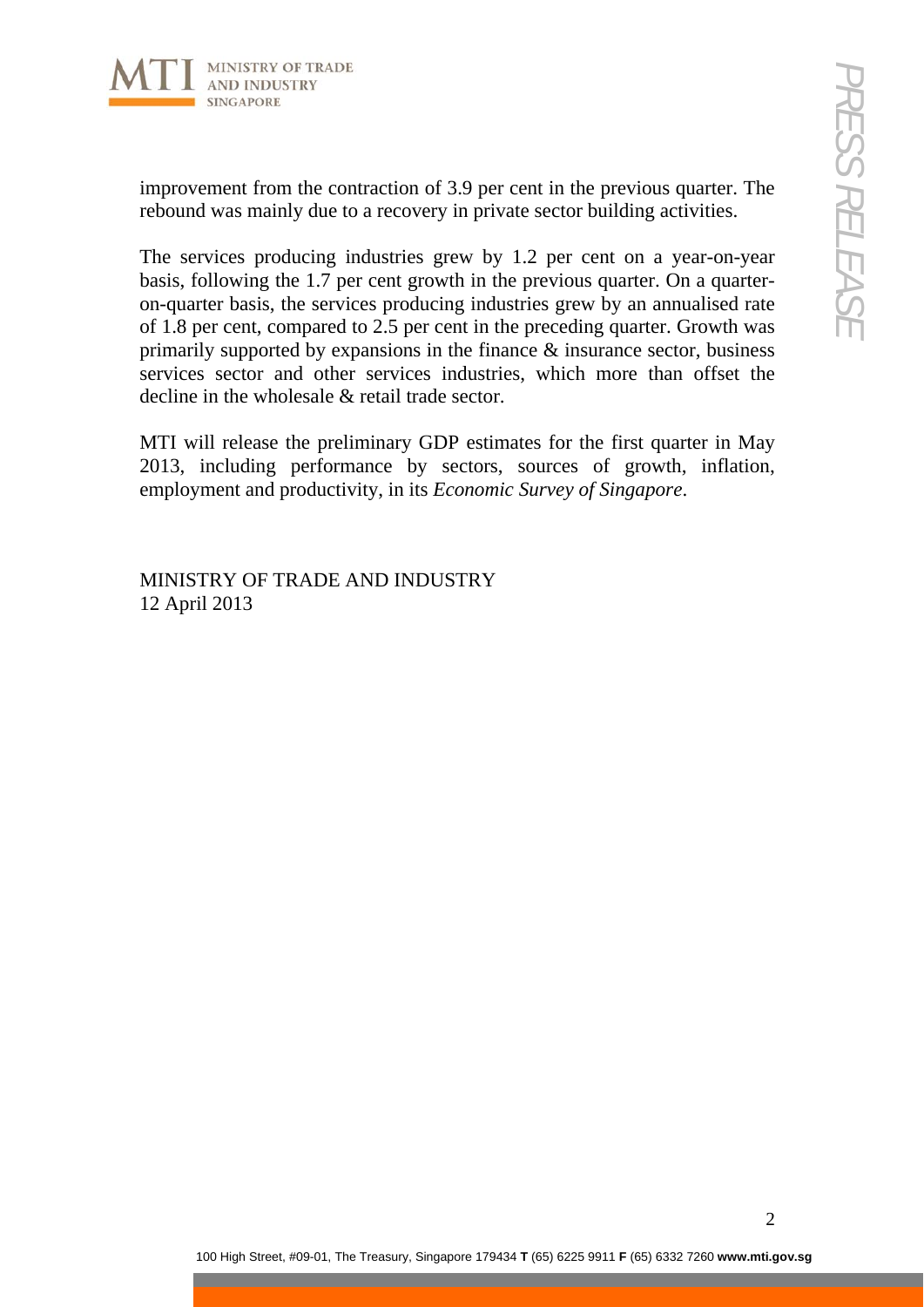improvement from the contraction of 3.9 per cent in the previous quarter. The rebound was mainly due to a recovery in private sector building activities.

The services producing industries grew by 1.2 per cent on a year-on-year basis, following the 1.7 per cent growth in the previous quarter. On a quarter-on-quarter basis, the services producing industries grew by an annualised rate of 1.8 per cent, compared to 2.5 per cent in the preceding quarter. Growth was primarily supported by expansions in the finance & insurance sector, business services sector and other services industries, which more than offset the decline in the wholesale & retail trade sector.

MTI will release the preliminary GDP estimates for the first quarter in May 2013, including performance by sectors, sources of growth, inflation, employment and productivity, in its *Economic Survey of Singapore*.

MINISTRY OF TRADE AND INDUSTRY
12 April 2013